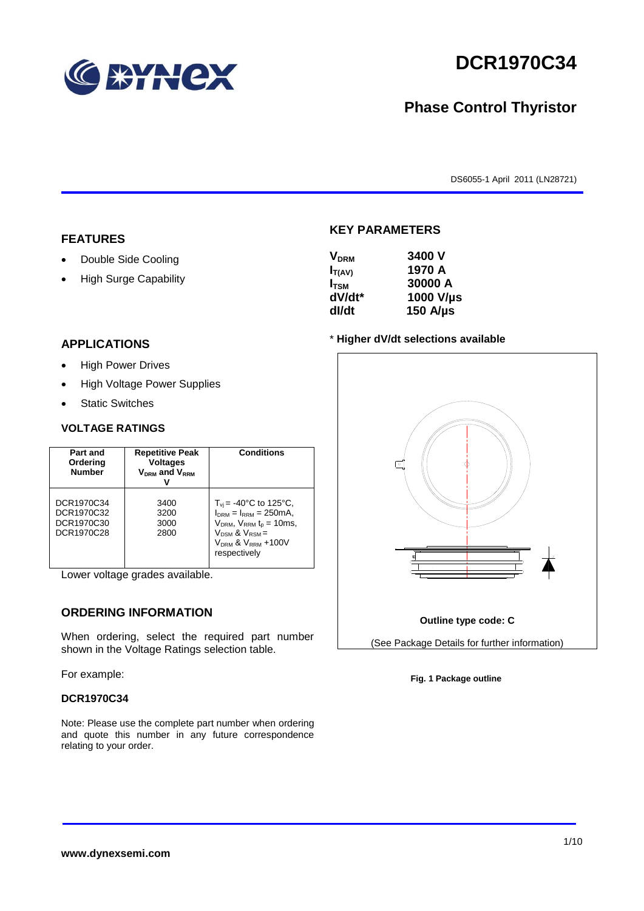# DCR1970C34

## Phase Control Thyristor

DS6055-1 April 2011 (LN28721)

## FEATURES

- Double Side Cooling
- High Surge Capability

## APPLICATIONS

- High Power Drives
- High Voltage Power Supplies
- Static Switches

## KEY PARAMETERS

| | |
|---|---|
| $V_{DRM}$ | **3400 V** |
| $I_{T(AV)}$ | **1970 A** |
| $I_{TSM}$ | **30000 A** |
| **dV/dt*** | **1000 V/µs** |
| **dI/dt** | **150 A/µs** |

\* **Higher dV/dt selections available**

### VOLTAGE RATINGS

| Part and Ordering Number | Repetitive Peak Voltages $V_{DRM}$ and $V_{RRM}$ V | Conditions |
|---|---|---|
| DCR1970C34<br>DCR1970C32<br>DCR1970C30<br>DCR1970C28 | 3400<br>3200<br>3000<br>2800 | $T_{vj}$ = -40°C to 125°C, $I_{DRM}$ = $I_{RRM}$ = 250mA, $V_{DRM}$, $V_{RRM}$ $t_p$ = 10ms, $V_{DSM}$ & $V_{RSM}$ = $V_{DRM}$ & $V_{RRM}$ +100V respectively |

Lower voltage grades available.

**Outline type code: C**

(See Package Details for further information)

**Fig. 1 Package outline**

## ORDERING INFORMATION

When ordering, select the required part number shown in the Voltage Ratings selection table.

For example:

**DCR1970C34**

Note: Please use the complete part number when ordering and quote this number in any future correspondence relating to your order.

**www.dynexsemi.com**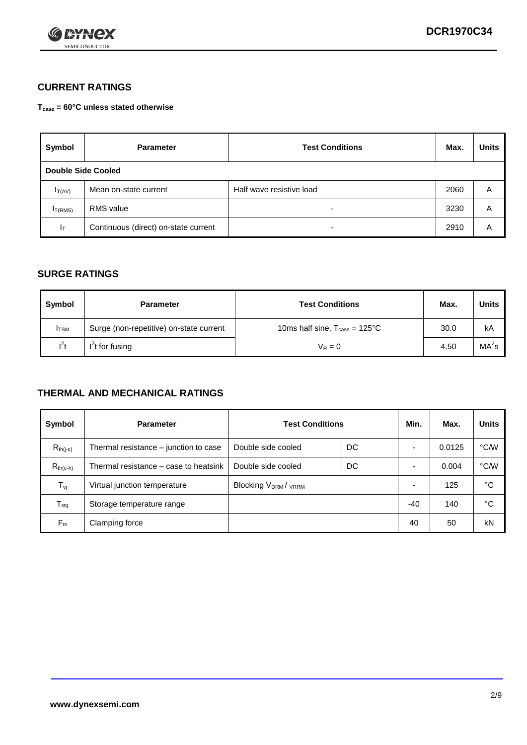## CURRENT RATINGS

**$T_{case}$ = 60°C unless stated otherwise**

| Symbol | Parameter | Test Conditions | Max. | Units |
|---|---|---|---|---|
| **Double Side Cooled** | | | | |
| $I_{T(AV)}$ | Mean on-state current | Half wave resistive load | 2060 | A |
| $I_{T(RMS)}$ | RMS value | - | 3230 | A |
| $I_T$ | Continuous (direct) on-state current | - | 2910 | A |

## SURGE RATINGS

| Symbol | Parameter | Test Conditions | Max. | Units |
|---|---|---|---|---|
| $I_{TSM}$ | Surge (non-repetitive) on-state current | 10ms half sine, $T_{case}$ = 125°C | 30.0 | kA |
| $I^2t$ | $I^2t$ for fusing | $V_R = 0$ | 4.50 | $MA^2s$ |

## THERMAL AND MECHANICAL RATINGS

| Symbol | Parameter | Test Conditions | | Min. | Max. | Units |
|---|---|---|---|---|---|---|
| $R_{th(j-c)}$ | Thermal resistance – junction to case | Double side cooled | DC | - | 0.0125 | °C/W |
| $R_{th(c-h)}$ | Thermal resistance – case to heatsink | Double side cooled | DC | - | 0.004 | °C/W |
| $T_{vj}$ | Virtual junction temperature | Blocking $V_{DRM}$ / $V_{RRM}$ | | - | 125 | °C |
| $T_{stg}$ | Storage temperature range | | | -40 | 140 | °C |
| $F_m$ | Clamping force | | | 40 | 50 | kN |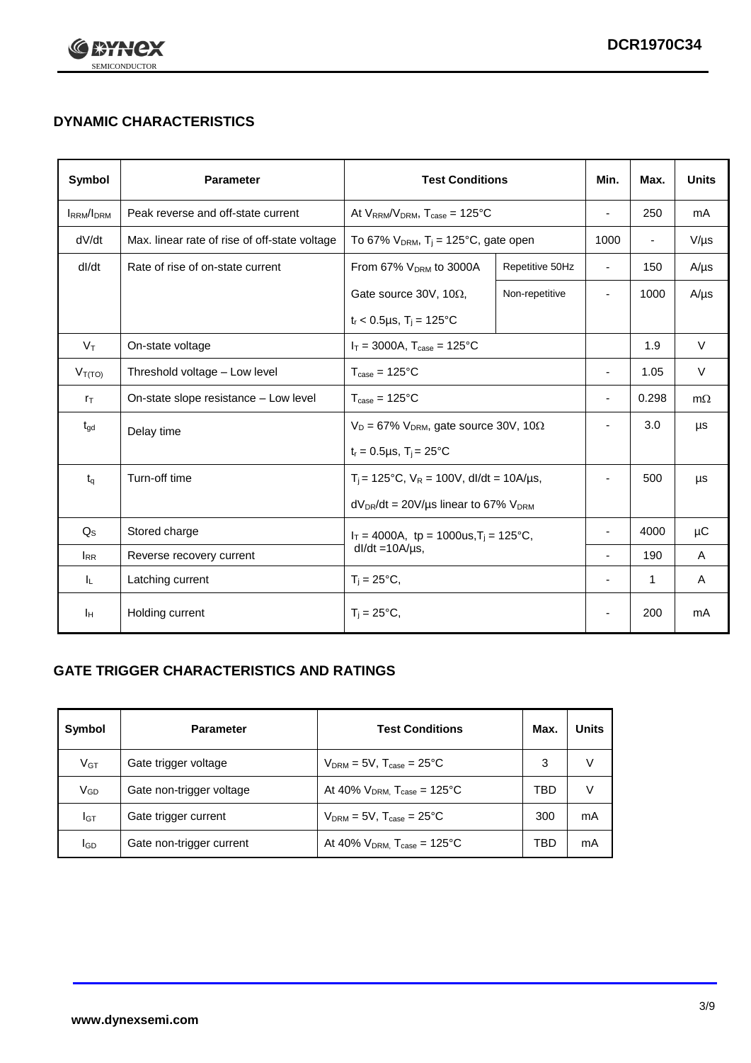## DYNAMIC CHARACTERISTICS

| Symbol | Parameter | Test Conditions | | Min. | Max. | Units |
|---|---|---|---|---|---|---|
| $I_{RRM}/I_{DRM}$ | Peak reverse and off-state current | At $V_{RRM}/V_{DRM}$, $T_{case}$ = 125°C | | - | 250 | mA |
| dV/dt | Max. linear rate of rise of off-state voltage | To 67% $V_{DRM}$, $T_j$ = 125°C, gate open | | 1000 | - | V/μs |
| dI/dt | Rate of rise of on-state current | From 67% $V_{DRM}$ to 3000A | Repetitive 50Hz | - | 150 | A/μs |
| | | Gate source 30V, 10Ω, $t_r$ < 0.5μs, $T_j$ = 125°C | Non-repetitive | - | 1000 | A/μs |
| $V_T$ | On-state voltage | $I_T$ = 3000A, $T_{case}$ = 125°C | | | 1.9 | V |
| $V_{T(TO)}$ | Threshold voltage – Low level | $T_{case}$ = 125°C | | - | 1.05 | V |
| $r_T$ | On-state slope resistance – Low level | $T_{case}$ = 125°C | | - | 0.298 | mΩ |
| $t_{gd}$ | Delay time | $V_D$ = 67% $V_{DRM}$, gate source 30V, 10Ω, $t_r$ = 0.5μs, $T_j$ = 25°C | | - | 3.0 | μs |
| $t_q$ | Turn-off time | $T_j$ = 125°C, $V_R$ = 100V, dI/dt = 10A/μs, $dV_{DR}/dt$ = 20V/μs linear to 67% $V_{DRM}$ | | - | 500 | μs |
| $Q_S$ | Stored charge | $I_T$ = 4000A, tp = 1000us, $T_j$ = 125°C, dI/dt =10A/μs, | | - | 4000 | μC |
| $I_{RR}$ | Reverse recovery current | | | - | 190 | A |
| $I_L$ | Latching current | $T_j$ = 25°C, | | - | 1 | A |
| $I_H$ | Holding current | $T_j$ = 25°C, | | - | 200 | mA |

## GATE TRIGGER CHARACTERISTICS AND RATINGS

| Symbol | Parameter | Test Conditions | Max. | Units |
|---|---|---|---|---|
| $V_{GT}$ | Gate trigger voltage | $V_{DRM}$ = 5V, $T_{case}$ = 25°C | 3 | V |
| $V_{GD}$ | Gate non-trigger voltage | At 40% $V_{DRM}$, $T_{case}$ = 125°C | TBD | V |
| $I_{GT}$ | Gate trigger current | $V_{DRM}$ = 5V, $T_{case}$ = 25°C | 300 | mA |
| $I_{GD}$ | Gate non-trigger current | At 40% $V_{DRM}$, $T_{case}$ = 125°C | TBD | mA |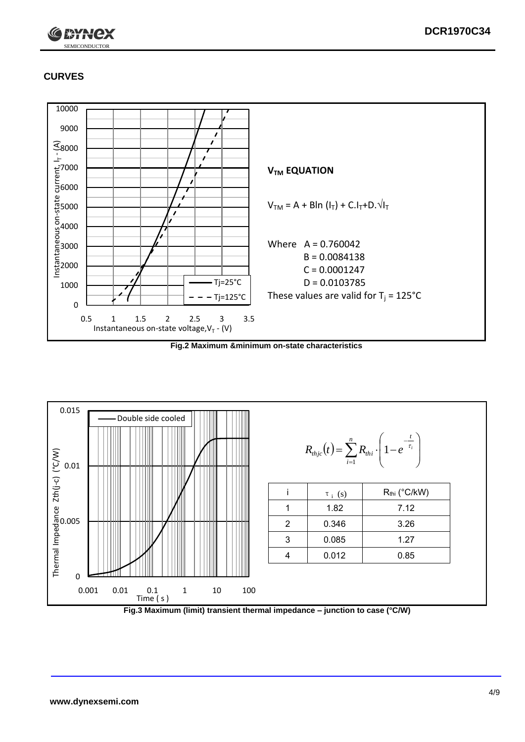## CURVES

**$V_{TM}$ EQUATION**

$$V_{TM} = A + B\ln(I_T) + C.I_T + D.\sqrt{I_T}$$

Where A = 0.760042
B = 0.0084138
C = 0.0001247
D = 0.0103785

These values are valid for $T_j$ = 125°C

**Fig.2 Maximum &minimum on-state characteristics**

$$R_{thjc}(t) = \sum_{i=1}^{n} R_{thi} \cdot \left(1 - e^{-\frac{t}{\tau_i}}\right)$$

| i | $\tau_i$ (s) | $R_{thi}$ (°C/kW) |
|---|---|---|
| 1 | 1.82 | 7.12 |
| 2 | 0.346 | 3.26 |
| 3 | 0.085 | 1.27 |
| 4 | 0.012 | 0.85 |

**Fig.3 Maximum (limit) transient thermal impedance – junction to case (°C/W)**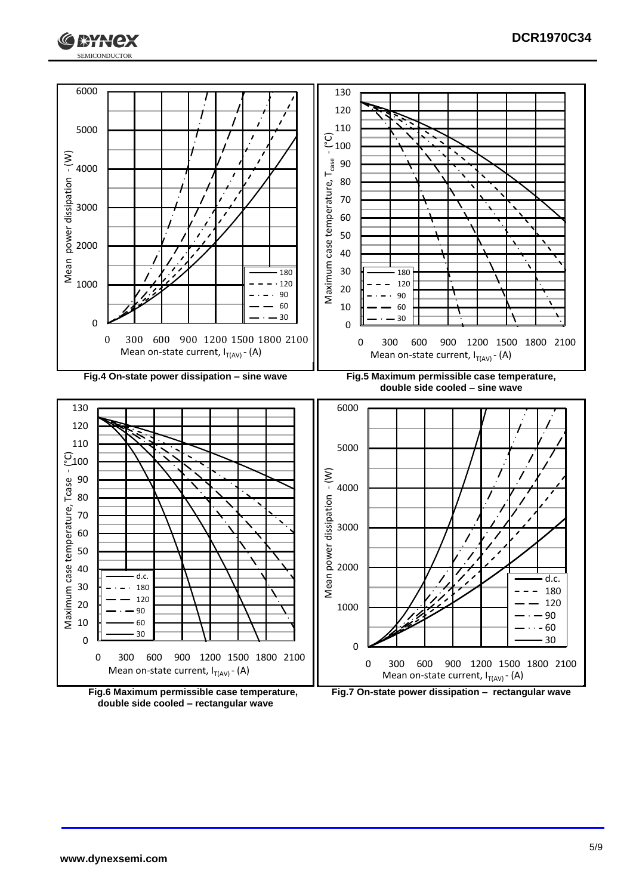Fig.4 On-state power dissipation – sine wave

Fig.5 Maximum permissible case temperature, double side cooled – sine wave

Fig.6 Maximum permissible case temperature, double side cooled – rectangular wave

Fig.7 On-state power dissipation – rectangular wave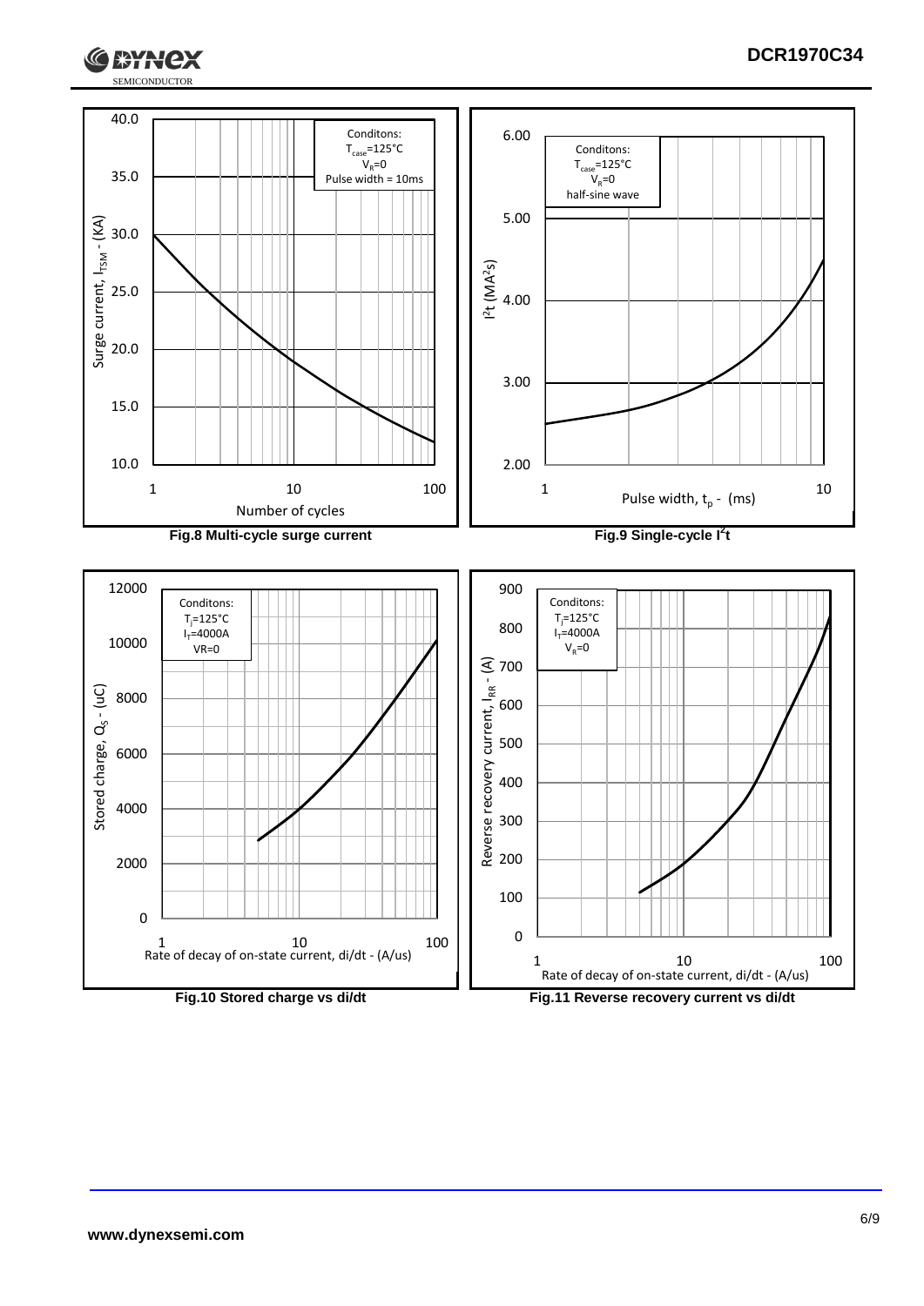Fig.8 Multi-cycle surge current

Fig.9 Single-cycle $I^2t$

Fig.10 Stored charge vs di/dt

Fig.11 Reverse recovery current vs di/dt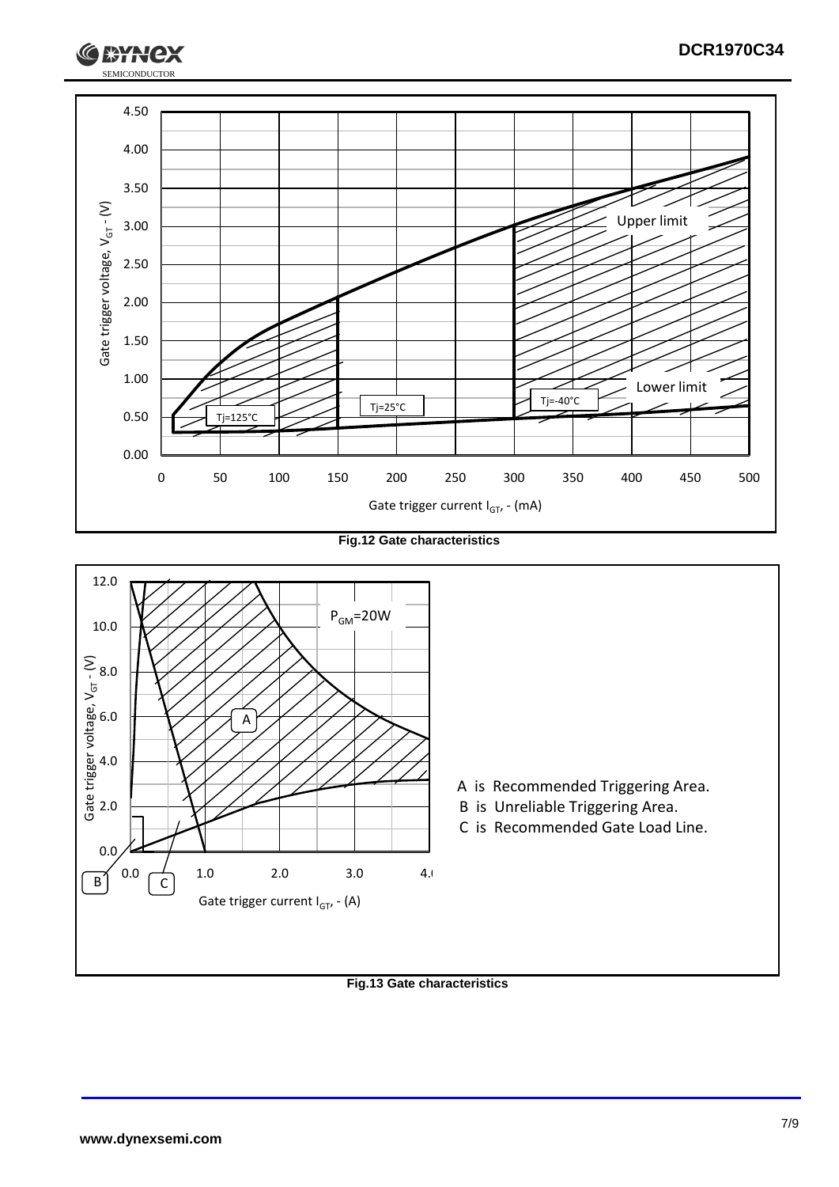Fig.12 Gate characteristics

A is Recommended Triggering Area.

B is Unreliable Triggering Area.

C is Recommended Gate Load Line.

Fig.13 Gate characteristics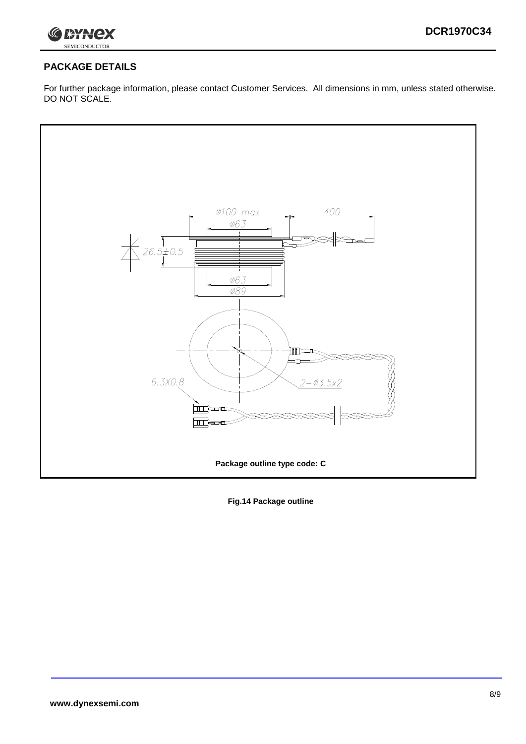## PACKAGE DETAILS

For further package information, please contact Customer Services. All dimensions in mm, unless stated otherwise. DO NOT SCALE.

Ø100 max

400

Ø63

26.5±0.5

Ø63

Ø89

6.3X0.8

2−Ø3.5x2

**Package outline type code: C**

**Fig.14 Package outline**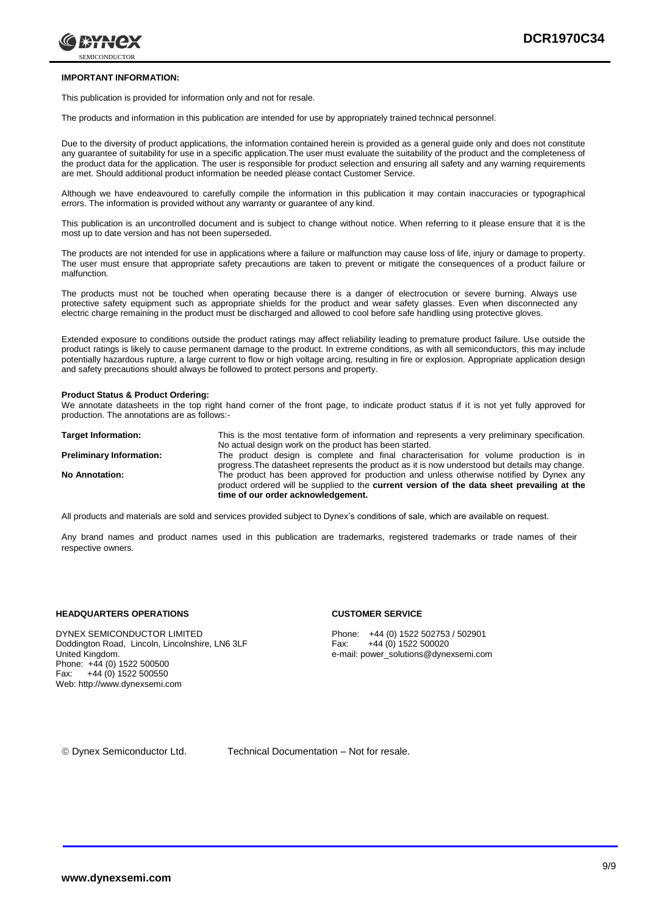**IMPORTANT INFORMATION:**

This publication is provided for information only and not for resale.

The products and information in this publication are intended for use by appropriately trained technical personnel.

Due to the diversity of product applications, the information contained herein is provided as a general guide only and does not constitute any guarantee of suitability for use in a specific application.The user must evaluate the suitability of the product and the completeness of the product data for the application. The user is responsible for product selection and ensuring all safety and any warning requirements are met. Should additional product information be needed please contact Customer Service.

Although we have endeavoured to carefully compile the information in this publication it may contain inaccuracies or typographical errors. The information is provided without any warranty or guarantee of any kind.

This publication is an uncontrolled document and is subject to change without notice. When referring to it please ensure that it is the most up to date version and has not been superseded.

The products are not intended for use in applications where a failure or malfunction may cause loss of life, injury or damage to property. The user must ensure that appropriate safety precautions are taken to prevent or mitigate the consequences of a product failure or malfunction.

The products must not be touched when operating because there is a danger of electrocution or severe burning. Always use protective safety equipment such as appropriate shields for the product and wear safety glasses. Even when disconnected any electric charge remaining in the product must be discharged and allowed to cool before safe handling using protective gloves.

Extended exposure to conditions outside the product ratings may affect reliability leading to premature product failure. Use outside the product ratings is likely to cause permanent damage to the product. In extreme conditions, as with all semiconductors, this may include potentially hazardous rupture, a large current to flow or high voltage arcing, resulting in fire or explosion. Appropriate application design and safety precautions should always be followed to protect persons and property.

**Product Status & Product Ordering:**

We annotate datasheets in the top right hand corner of the front page, to indicate product status if it is not yet fully approved for production. The annotations are as follows:-

| | |
|---|---|
| **Target Information:** | This is the most tentative form of information and represents a very preliminary specification. No actual design work on the product has been started. |
| **Preliminary Information:** | The product design is complete and final characterisation for volume production is in progress.The datasheet represents the product as it is now understood but details may change. |
| **No Annotation:** | The product has been approved for production and unless otherwise notified by Dynex any product ordered will be supplied to the **current version of the data sheet prevailing at the time of our order acknowledgement.** |

All products and materials are sold and services provided subject to Dynex's conditions of sale, which are available on request.

Any brand names and product names used in this publication are trademarks, registered trademarks or trade names of their respective owners.

**HEADQUARTERS OPERATIONS**

DYNEX SEMICONDUCTOR LIMITED
Doddington Road, Lincoln, Lincolnshire, LN6 3LF
United Kingdom.
Phone: +44 (0) 1522 500500
Fax: +44 (0) 1522 500550
Web: http://www.dynexsemi.com

**CUSTOMER SERVICE**

Phone: +44 (0) 1522 502753 / 502901
Fax: +44 (0) 1522 500020
e-mail: power_solutions@dynexsemi.com

© Dynex Semiconductor Ltd. Technical Documentation – Not for resale.